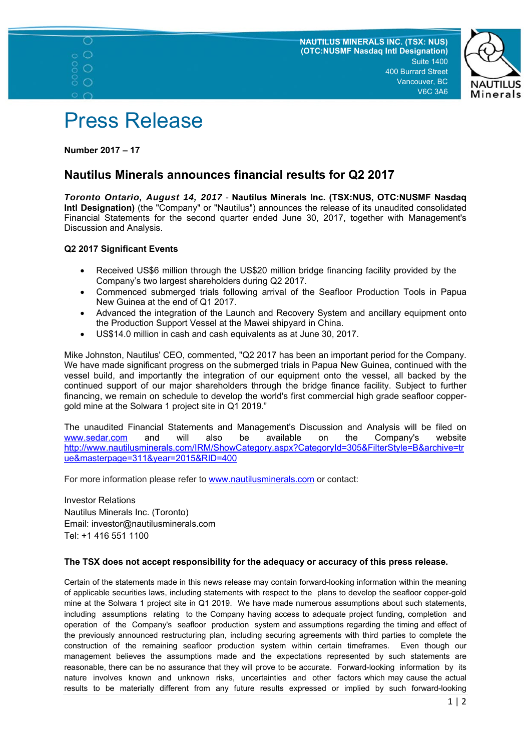NAUTILUS MINERALS INC. (TSX: NUS)
(OTC:NUSMF Nasdaq Intl Designation)
Suite 1400
400 Burrard Street
Vancouver, BC
V6C 3A6

# Press Release

**Number 2017 – 17**

## Nautilus Minerals announces financial results for Q2 2017

***Toronto Ontario, August 14, 2017*** - **Nautilus Minerals Inc. (TSX:NUS, OTC:NUSMF Nasdaq Intl Designation)** (the "Company" or "Nautilus") announces the release of its unaudited consolidated Financial Statements for the second quarter ended June 30, 2017, together with Management's Discussion and Analysis.

**Q2 2017 Significant Events**

- Received US$6 million through the US$20 million bridge financing facility provided by the Company's two largest shareholders during Q2 2017.
- Commenced submerged trials following arrival of the Seafloor Production Tools in Papua New Guinea at the end of Q1 2017.
- Advanced the integration of the Launch and Recovery System and ancillary equipment onto the Production Support Vessel at the Mawei shipyard in China.
- US$14.0 million in cash and cash equivalents as at June 30, 2017.

Mike Johnston, Nautilus' CEO, commented, "Q2 2017 has been an important period for the Company. We have made significant progress on the submerged trials in Papua New Guinea, continued with the vessel build, and importantly the integration of our equipment onto the vessel, all backed by the continued support of our major shareholders through the bridge finance facility. Subject to further financing, we remain on schedule to develop the world's first commercial high grade seafloor copper-gold mine at the Solwara 1 project site in Q1 2019."

The unaudited Financial Statements and Management's Discussion and Analysis will be filed on www.sedar.com and will also be available on the Company's website http://www.nautilusminerals.com/IRM/ShowCategory.aspx?CategoryId=305&FilterStyle=B&archive=true&masterpage=311&year=2015&RID=400

For more information please refer to www.nautilusminerals.com or contact:

Investor Relations
Nautilus Minerals Inc. (Toronto)
Email: investor@nautilusminerals.com
Tel: +1 416 551 1100

**The TSX does not accept responsibility for the adequacy or accuracy of this press release.**

Certain of the statements made in this news release may contain forward-looking information within the meaning of applicable securities laws, including statements with respect to the plans to develop the seafloor copper-gold mine at the Solwara 1 project site in Q1 2019. We have made numerous assumptions about such statements, including assumptions relating to the Company having access to adequate project funding, completion and operation of the Company's seafloor production system and assumptions regarding the timing and effect of the previously announced restructuring plan, including securing agreements with third parties to complete the construction of the remaining seafloor production system within certain timeframes. Even though our management believes the assumptions made and the expectations represented by such statements are reasonable, there can be no assurance that they will prove to be accurate. Forward-looking information by its nature involves known and unknown risks, uncertainties and other factors which may cause the actual results to be materially different from any future results expressed or implied by such forward-looking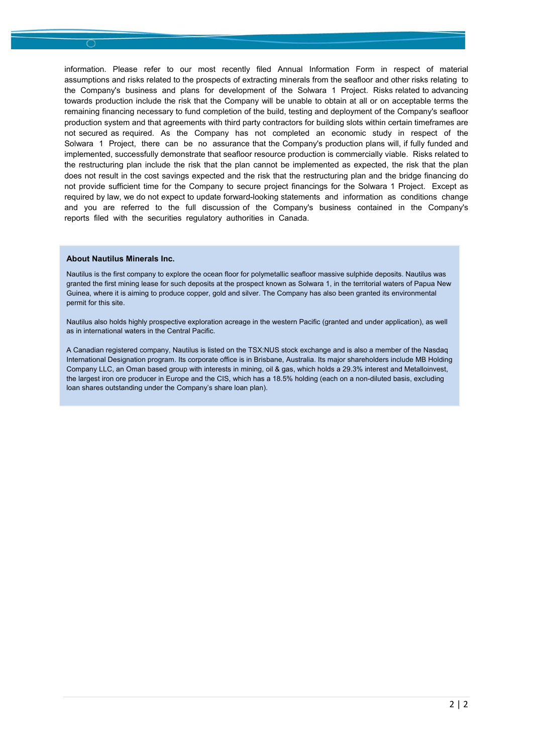information. Please refer to our most recently filed Annual Information Form in respect of material assumptions and risks related to the prospects of extracting minerals from the seafloor and other risks relating to the Company's business and plans for development of the Solwara 1 Project. Risks related to advancing towards production include the risk that the Company will be unable to obtain at all or on acceptable terms the remaining financing necessary to fund completion of the build, testing and deployment of the Company's seafloor production system and that agreements with third party contractors for building slots within certain timeframes are not secured as required. As the Company has not completed an economic study in respect of the Solwara 1 Project, there can be no assurance that the Company's production plans will, if fully funded and implemented, successfully demonstrate that seafloor resource production is commercially viable. Risks related to the restructuring plan include the risk that the plan cannot be implemented as expected, the risk that the plan does not result in the cost savings expected and the risk that the restructuring plan and the bridge financing do not provide sufficient time for the Company to secure project financings for the Solwara 1 Project. Except as required by law, we do not expect to update forward-looking statements and information as conditions change and you are referred to the full discussion of the Company's business contained in the Company's reports filed with the securities regulatory authorities in Canada.

**About Nautilus Minerals Inc.**

Nautilus is the first company to explore the ocean floor for polymetallic seafloor massive sulphide deposits. Nautilus was granted the first mining lease for such deposits at the prospect known as Solwara 1, in the territorial waters of Papua New Guinea, where it is aiming to produce copper, gold and silver. The Company has also been granted its environmental permit for this site.

Nautilus also holds highly prospective exploration acreage in the western Pacific (granted and under application), as well as in international waters in the Central Pacific.

A Canadian registered company, Nautilus is listed on the TSX:NUS stock exchange and is also a member of the Nasdaq International Designation program. Its corporate office is in Brisbane, Australia. Its major shareholders include MB Holding Company LLC, an Oman based group with interests in mining, oil & gas, which holds a 29.3% interest and Metalloinvest, the largest iron ore producer in Europe and the CIS, which has a 18.5% holding (each on a non-diluted basis, excluding loan shares outstanding under the Company's share loan plan).